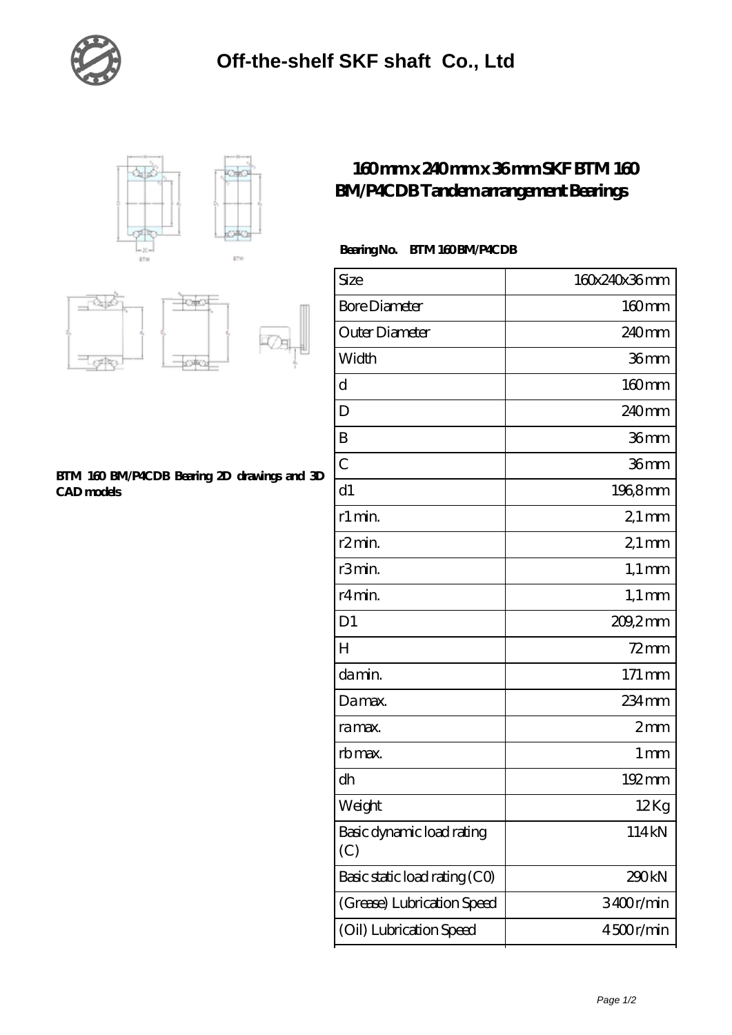# Off-the-shelf SKF shaft Co., Ltd

## 160 mm x 240 mm x 36 mm SKF BTM 160 BM/P4CDB Tandem arrangement Bearings

**Bearing No. BTM 160 BM/P4CDB**

**BTM 160 BM/P4CDB Bearing 2D drawings and 3D CAD models**

| Size | 160x240x36 mm |
|---|---|
| Bore Diameter | 160 mm |
| Outer Diameter | 240 mm |
| Width | 36 mm |
| d | 160 mm |
| D | 240 mm |
| B | 36 mm |
| C | 36 mm |
| d1 | 196,8 mm |
| r1 min. | 2,1 mm |
| r2 min. | 2,1 mm |
| r3 min. | 1,1 mm |
| r4 min. | 1,1 mm |
| D1 | 209,2 mm |
| H | 72 mm |
| da min. | 171 mm |
| Da max. | 234 mm |
| ra max. | 2 mm |
| rb max. | 1 mm |
| dh | 192 mm |
| Weight | 12 Kg |
| Basic dynamic load rating (C) | 114 kN |
| Basic static load rating (C0) | 290 kN |
| (Grease) Lubrication Speed | 3 400 r/min |
| (Oil) Lubrication Speed | 4 500 r/min |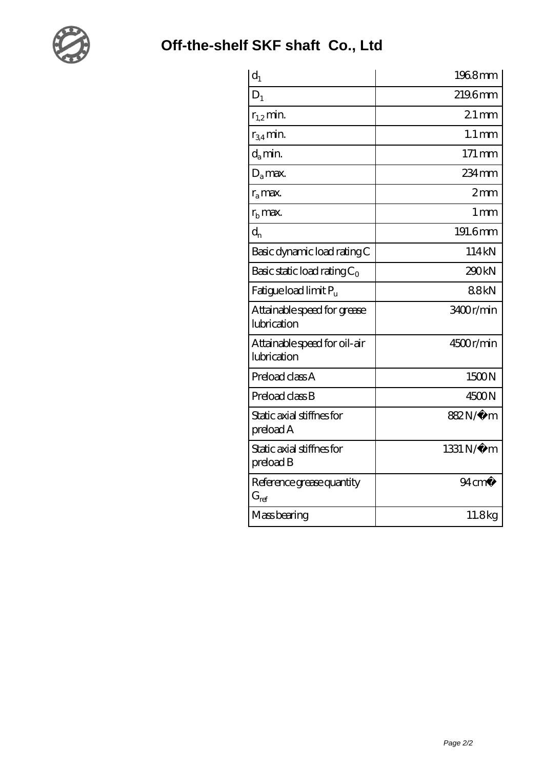# Off-the-shelf SKF shaft Co., Ltd

| | |
|---|---|
| $d_1$ | 196.8 mm |
| $D_1$ | 219.6 mm |
| $r_{1,2}$ min. | 2.1 mm |
| $r_{3,4}$ min. | 1.1 mm |
| $d_a$ min. | 171 mm |
| $D_a$ max. | 234 mm |
| $r_a$ max. | 2 mm |
| $r_b$ max. | 1 mm |
| $d_n$ | 191.6 mm |
| Basic dynamic load rating C | 114 kN |
| Basic static load rating $C_0$ | 290 kN |
| Fatigue load limit $P_u$ | 8.8 kN |
| Attainable speed for grease lubrication | 3400 r/min |
| Attainable speed for oil-air lubrication | 4500 r/min |
| Preload class A | 1500 N |
| Preload class B | 4500 N |
| Static axial stiffnes for preload A | 882 N/�m |
| Static axial stiffnes for preload B | 1331 N/�m |
| Reference grease quantity $G_{ref}$ | 94 cm� |
| Mass bearing | 11.8 kg |